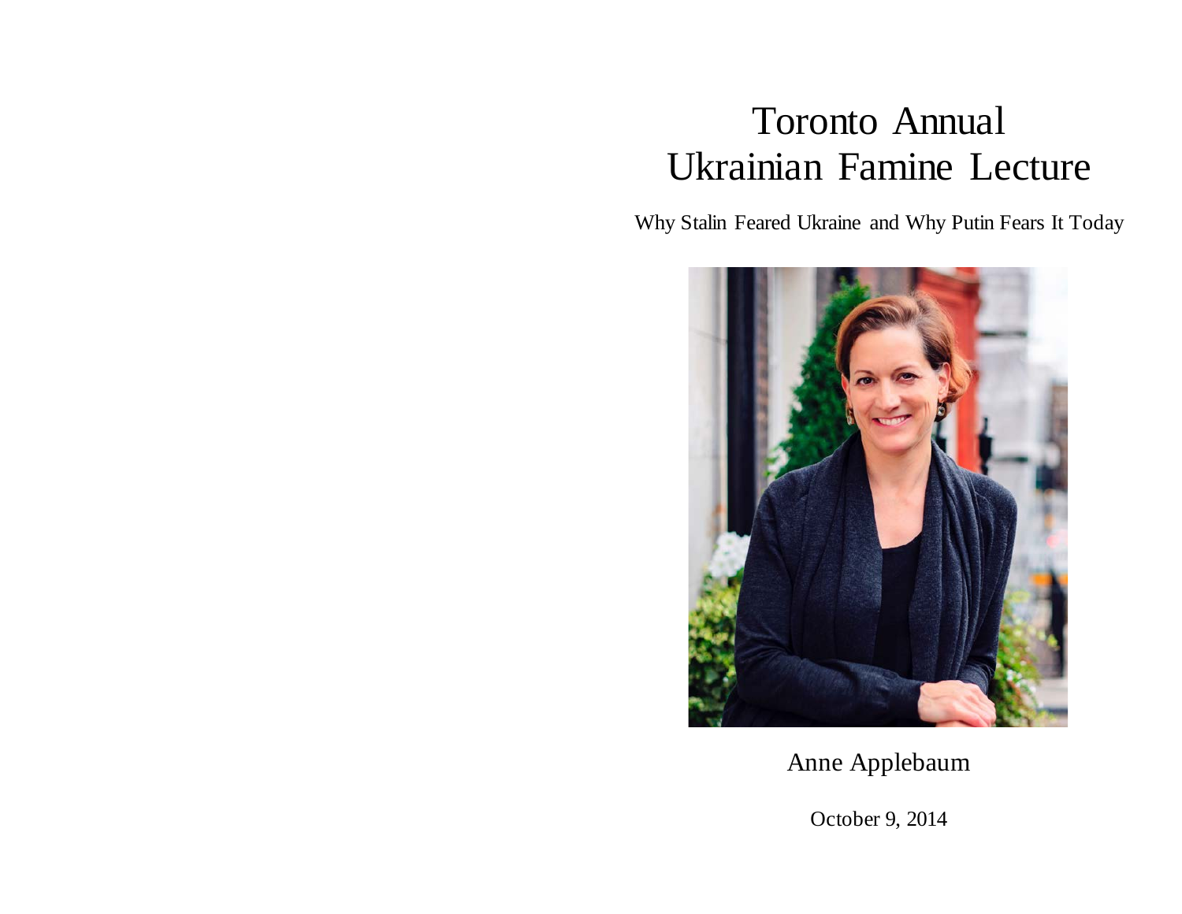# Toronto Annual Ukrainian Famine Lecture

## Why Stalin Feared Ukraine and Why Putin Fears It Today

Anne Applebaum

October 9, 2014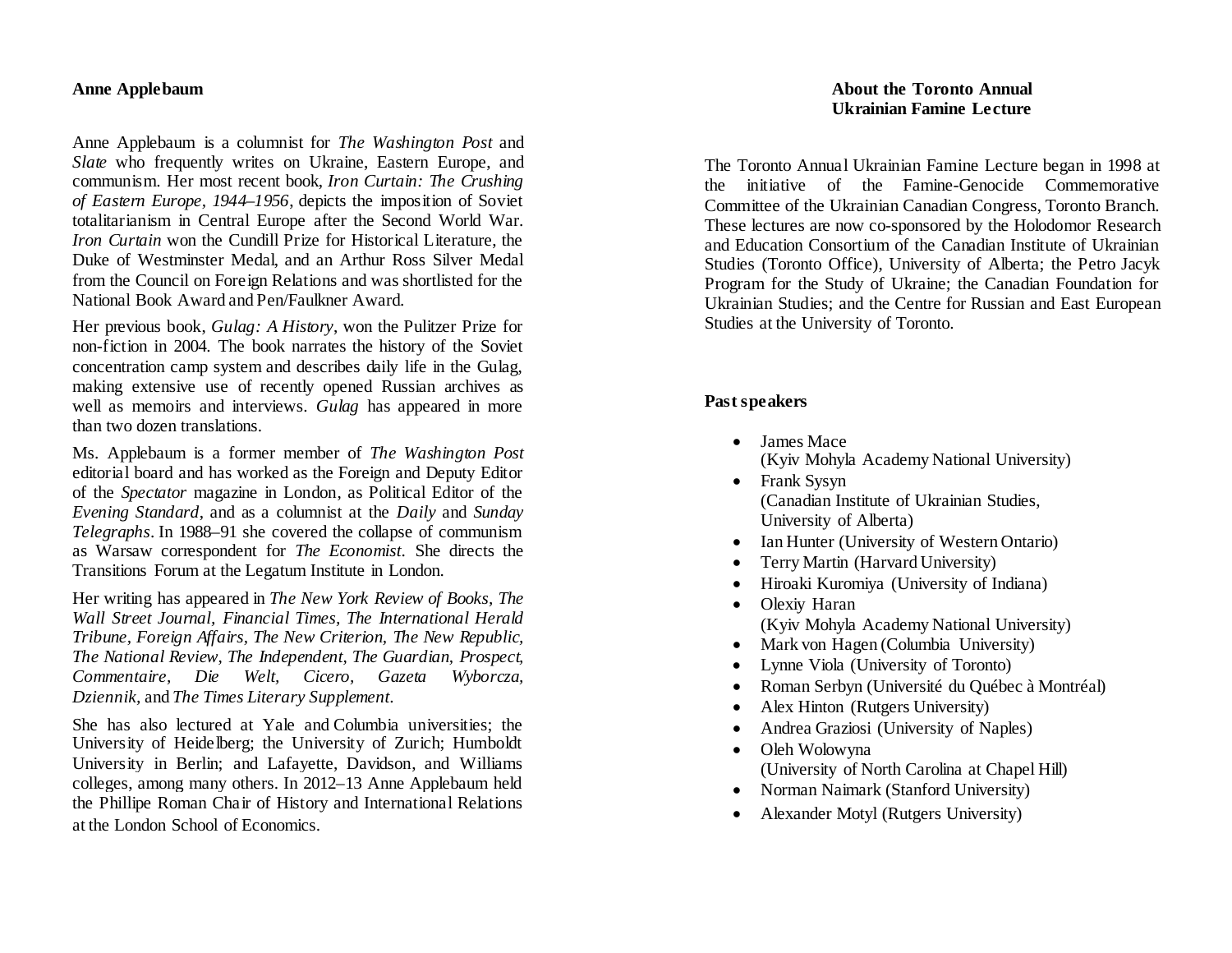## Anne Applebaum

Anne Applebaum is a columnist for *The Washington Post* and *Slate* who frequently writes on Ukraine, Eastern Europe, and communism. Her most recent book, *Iron Curtain: The Crushing of Eastern Europe, 1944–1956*, depicts the imposition of Soviet totalitarianism in Central Europe after the Second World War. *Iron Curtain* won the Cundill Prize for Historical Literature, the Duke of Westminster Medal, and an Arthur Ross Silver Medal from the Council on Foreign Relations and was shortlisted for the National Book Award and Pen/Faulkner Award.

Her previous book, *Gulag: A History*, won the Pulitzer Prize for non-fiction in 2004. The book narrates the history of the Soviet concentration camp system and describes daily life in the Gulag, making extensive use of recently opened Russian archives as well as memoirs and interviews. *Gulag* has appeared in more than two dozen translations.

Ms. Applebaum is a former member of *The Washington Post* editorial board and has worked as the Foreign and Deputy Editor of the *Spectator* magazine in London, as Political Editor of the *Evening Standard*, and as a columnist at the *Daily* and *Sunday Telegraphs*. In 1988–91 she covered the collapse of communism as Warsaw correspondent for *The Economist*. She directs the Transitions Forum at the Legatum Institute in London.

Her writing has appeared in *The New York Review of Books, The Wall Street Journal, Financial Times, The International Herald Tribune, Foreign Affairs, The New Criterion, The New Republic, The National Review, The Independent, The Guardian, Prospect, Commentaire, Die Welt, Cicero, Gazeta Wyborcza, Dziennik,* and *The Times Literary Supplement*.

She has also lectured at Yale and Columbia universities; the University of Heidelberg; the University of Zurich; Humboldt University in Berlin; and Lafayette, Davidson, and Williams colleges, among many others. In 2012–13 Anne Applebaum held the Phillipe Roman Chair of History and International Relations at the London School of Economics.

## About the Toronto Annual Ukrainian Famine Lecture

The Toronto Annual Ukrainian Famine Lecture began in 1998 at the initiative of the Famine-Genocide Commemorative Committee of the Ukrainian Canadian Congress, Toronto Branch. These lectures are now co-sponsored by the Holodomor Research and Education Consortium of the Canadian Institute of Ukrainian Studies (Toronto Office), University of Alberta; the Petro Jacyk Program for the Study of Ukraine; the Canadian Foundation for Ukrainian Studies; and the Centre for Russian and East European Studies at the University of Toronto.

### Past speakers

- James Mace (Kyiv Mohyla Academy National University)
- Frank Sysyn (Canadian Institute of Ukrainian Studies, University of Alberta)
- Ian Hunter (University of Western Ontario)
- Terry Martin (Harvard University)
- Hiroaki Kuromiya (University of Indiana)
- Olexiy Haran (Kyiv Mohyla Academy National University)
- Mark von Hagen (Columbia University)
- Lynne Viola (University of Toronto)
- Roman Serbyn (Université du Québec à Montréal)
- Alex Hinton (Rutgers University)
- Andrea Graziosi (University of Naples)
- Oleh Wolowyna (University of North Carolina at Chapel Hill)
- Norman Naimark (Stanford University)
- Alexander Motyl (Rutgers University)